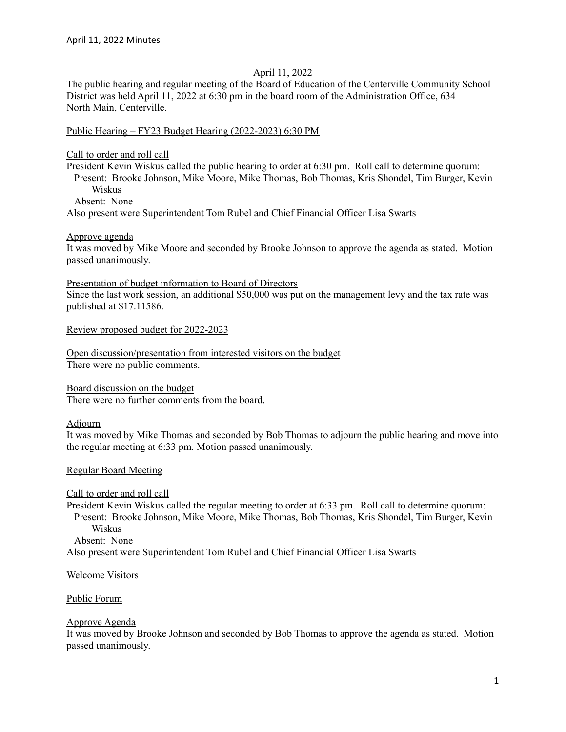April 11, 2022

The public hearing and regular meeting of the Board of Education of the Centerville Community School District was held April 11, 2022 at 6:30 pm in the board room of the Administration Office, 634 North Main, Centerville.

Public Hearing – FY23 Budget Hearing (2022-2023) 6:30 PM

Call to order and roll call

President Kevin Wiskus called the public hearing to order at 6:30 pm. Roll call to determine quorum:

Present: Brooke Johnson, Mike Moore, Mike Thomas, Bob Thomas, Kris Shondel, Tim Burger, Kevin Wiskus

Absent: None

Also present were Superintendent Tom Rubel and Chief Financial Officer Lisa Swarts

Approve agenda

It was moved by Mike Moore and seconded by Brooke Johnson to approve the agenda as stated. Motion passed unanimously.

Presentation of budget information to Board of Directors

Since the last work session, an additional $50,000 was put on the management levy and the tax rate was published at $17.11586.

Review proposed budget for 2022-2023

Open discussion/presentation from interested visitors on the budget

There were no public comments.

Board discussion on the budget

There were no further comments from the board.

Adjourn

It was moved by Mike Thomas and seconded by Bob Thomas to adjourn the public hearing and move into the regular meeting at 6:33 pm. Motion passed unanimously.

Regular Board Meeting

Call to order and roll call

President Kevin Wiskus called the regular meeting to order at 6:33 pm. Roll call to determine quorum:

Present: Brooke Johnson, Mike Moore, Mike Thomas, Bob Thomas, Kris Shondel, Tim Burger, Kevin Wiskus

Absent: None

Also present were Superintendent Tom Rubel and Chief Financial Officer Lisa Swarts

Welcome Visitors

Public Forum

Approve Agenda

It was moved by Brooke Johnson and seconded by Bob Thomas to approve the agenda as stated. Motion passed unanimously.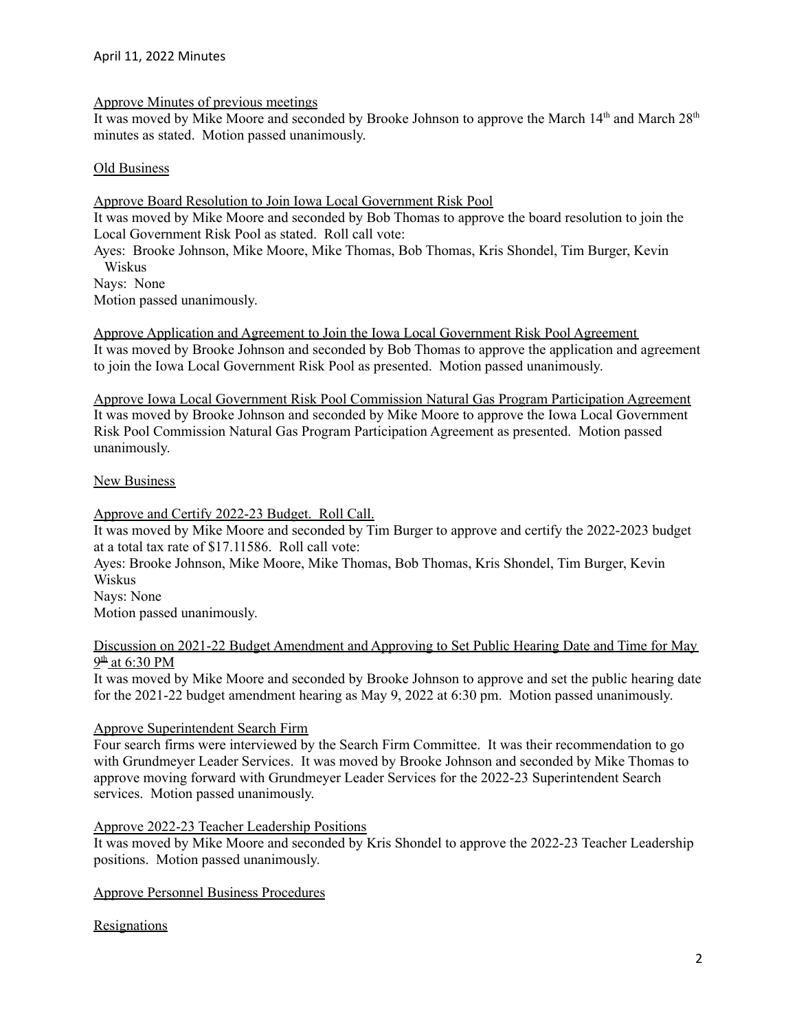Approve Minutes of previous meetings

It was moved by Mike Moore and seconded by Brooke Johnson to approve the March 14th and March 28th minutes as stated. Motion passed unanimously.

Old Business

Approve Board Resolution to Join Iowa Local Government Risk Pool

It was moved by Mike Moore and seconded by Bob Thomas to approve the board resolution to join the Local Government Risk Pool as stated. Roll call vote:

Ayes: Brooke Johnson, Mike Moore, Mike Thomas, Bob Thomas, Kris Shondel, Tim Burger, Kevin Wiskus

Nays: None

Motion passed unanimously.

Approve Application and Agreement to Join the Iowa Local Government Risk Pool Agreement

It was moved by Brooke Johnson and seconded by Bob Thomas to approve the application and agreement to join the Iowa Local Government Risk Pool as presented. Motion passed unanimously.

Approve Iowa Local Government Risk Pool Commission Natural Gas Program Participation Agreement

It was moved by Brooke Johnson and seconded by Mike Moore to approve the Iowa Local Government Risk Pool Commission Natural Gas Program Participation Agreement as presented. Motion passed unanimously.

New Business

Approve and Certify 2022-23 Budget. Roll Call.

It was moved by Mike Moore and seconded by Tim Burger to approve and certify the 2022-2023 budget at a total tax rate of $17.11586. Roll call vote:

Ayes: Brooke Johnson, Mike Moore, Mike Thomas, Bob Thomas, Kris Shondel, Tim Burger, Kevin Wiskus

Nays: None

Motion passed unanimously.

Discussion on 2021-22 Budget Amendment and Approving to Set Public Hearing Date and Time for May 9th at 6:30 PM

It was moved by Mike Moore and seconded by Brooke Johnson to approve and set the public hearing date for the 2021-22 budget amendment hearing as May 9, 2022 at 6:30 pm. Motion passed unanimously.

Approve Superintendent Search Firm

Four search firms were interviewed by the Search Firm Committee. It was their recommendation to go with Grundmeyer Leader Services. It was moved by Brooke Johnson and seconded by Mike Thomas to approve moving forward with Grundmeyer Leader Services for the 2022-23 Superintendent Search services. Motion passed unanimously.

Approve 2022-23 Teacher Leadership Positions

It was moved by Mike Moore and seconded by Kris Shondel to approve the 2022-23 Teacher Leadership positions. Motion passed unanimously.

Approve Personnel Business Procedures

Resignations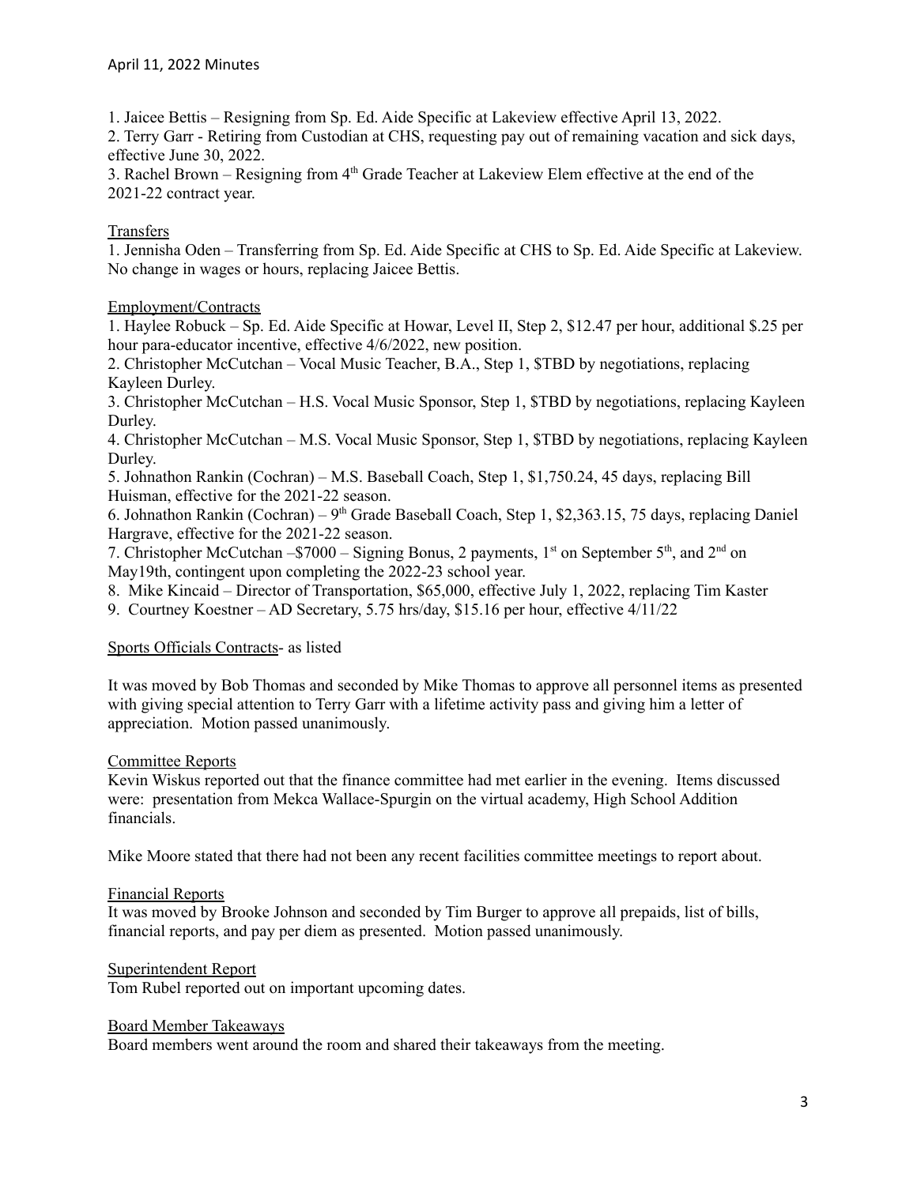1. Jaicee Bettis – Resigning from Sp. Ed. Aide Specific at Lakeview effective April 13, 2022.
2. Terry Garr - Retiring from Custodian at CHS, requesting pay out of remaining vacation and sick days, effective June 30, 2022.
3. Rachel Brown – Resigning from 4th Grade Teacher at Lakeview Elem effective at the end of the 2021-22 contract year.

Transfers

1. Jennisha Oden – Transferring from Sp. Ed. Aide Specific at CHS to Sp. Ed. Aide Specific at Lakeview. No change in wages or hours, replacing Jaicee Bettis.

Employment/Contracts

1. Haylee Robuck – Sp. Ed. Aide Specific at Howar, Level II, Step 2, $12.47 per hour, additional $.25 per hour para-educator incentive, effective 4/6/2022, new position.
2. Christopher McCutchan – Vocal Music Teacher, B.A., Step 1, $TBD by negotiations, replacing Kayleen Durley.
3. Christopher McCutchan – H.S. Vocal Music Sponsor, Step 1, $TBD by negotiations, replacing Kayleen Durley.
4. Christopher McCutchan – M.S. Vocal Music Sponsor, Step 1, $TBD by negotiations, replacing Kayleen Durley.
5. Johnathon Rankin (Cochran) – M.S. Baseball Coach, Step 1, $1,750.24, 45 days, replacing Bill Huisman, effective for the 2021-22 season.
6. Johnathon Rankin (Cochran) – 9th Grade Baseball Coach, Step 1, $2,363.15, 75 days, replacing Daniel Hargrave, effective for the 2021-22 season.
7. Christopher McCutchan –$7000 – Signing Bonus, 2 payments, 1st on September 5th, and 2nd on May19th, contingent upon completing the 2022-23 school year.
8. Mike Kincaid – Director of Transportation, $65,000, effective July 1, 2022, replacing Tim Kaster
9. Courtney Koestner – AD Secretary, 5.75 hrs/day, $15.16 per hour, effective 4/11/22

Sports Officials Contracts- as listed

It was moved by Bob Thomas and seconded by Mike Thomas to approve all personnel items as presented with giving special attention to Terry Garr with a lifetime activity pass and giving him a letter of appreciation. Motion passed unanimously.

Committee Reports

Kevin Wiskus reported out that the finance committee had met earlier in the evening. Items discussed were: presentation from Mekca Wallace-Spurgin on the virtual academy, High School Addition financials.

Mike Moore stated that there had not been any recent facilities committee meetings to report about.

Financial Reports

It was moved by Brooke Johnson and seconded by Tim Burger to approve all prepaids, list of bills, financial reports, and pay per diem as presented. Motion passed unanimously.

Superintendent Report

Tom Rubel reported out on important upcoming dates.

Board Member Takeaways

Board members went around the room and shared their takeaways from the meeting.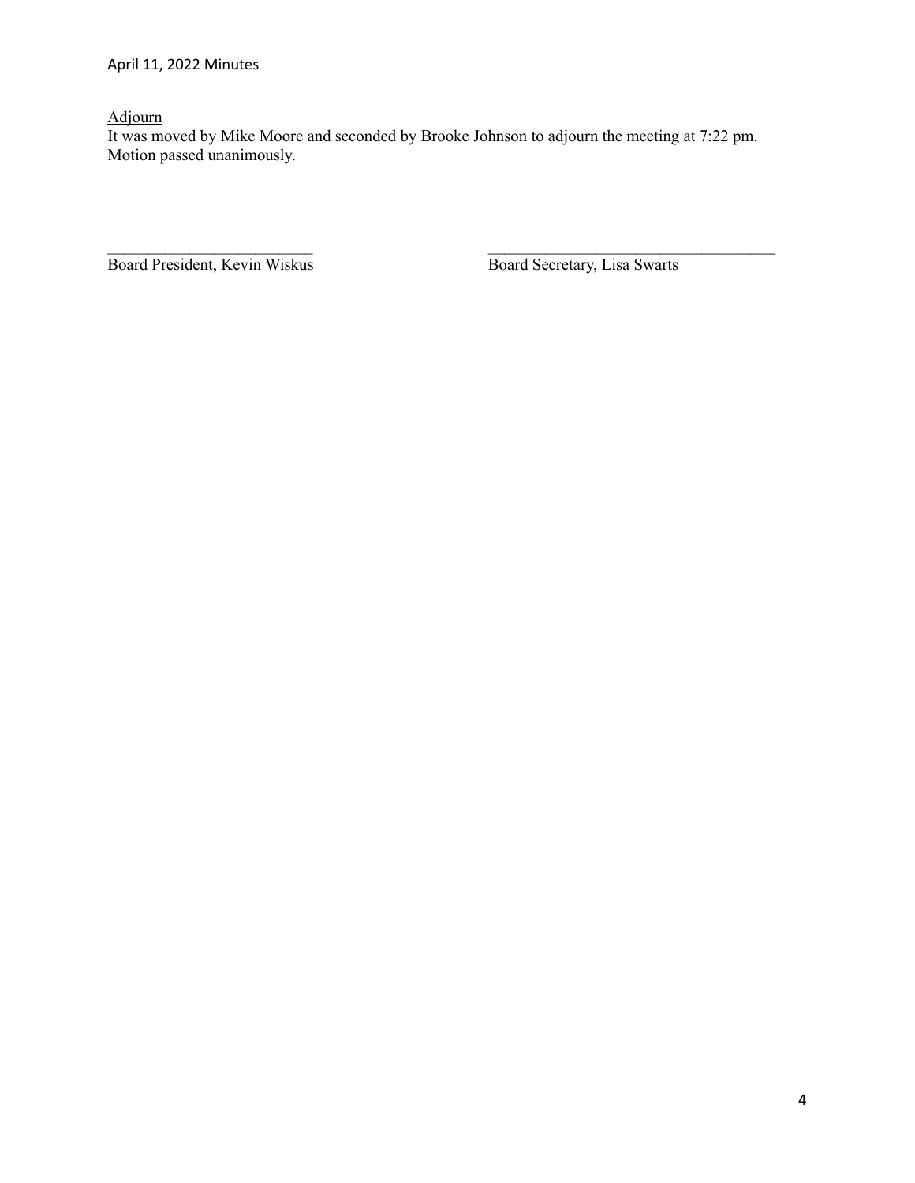<u>Adjourn</u>
It was moved by Mike Moore and seconded by Brooke Johnson to adjourn the meeting at 7:22 pm. Motion passed unanimously.

\_\_\_\_\_\_\_\_\_\_\_\_\_\_\_\_\_\_\_\_\_\_\_\_\_\_\_ \_\_\_\_\_\_\_\_\_\_\_\_\_\_\_\_\_\_\_\_\_\_\_\_\_\_\_\_\_\_\_\_\_\_\_\_\_\_

Board President, Kevin Wiskus

Board Secretary, Lisa Swarts